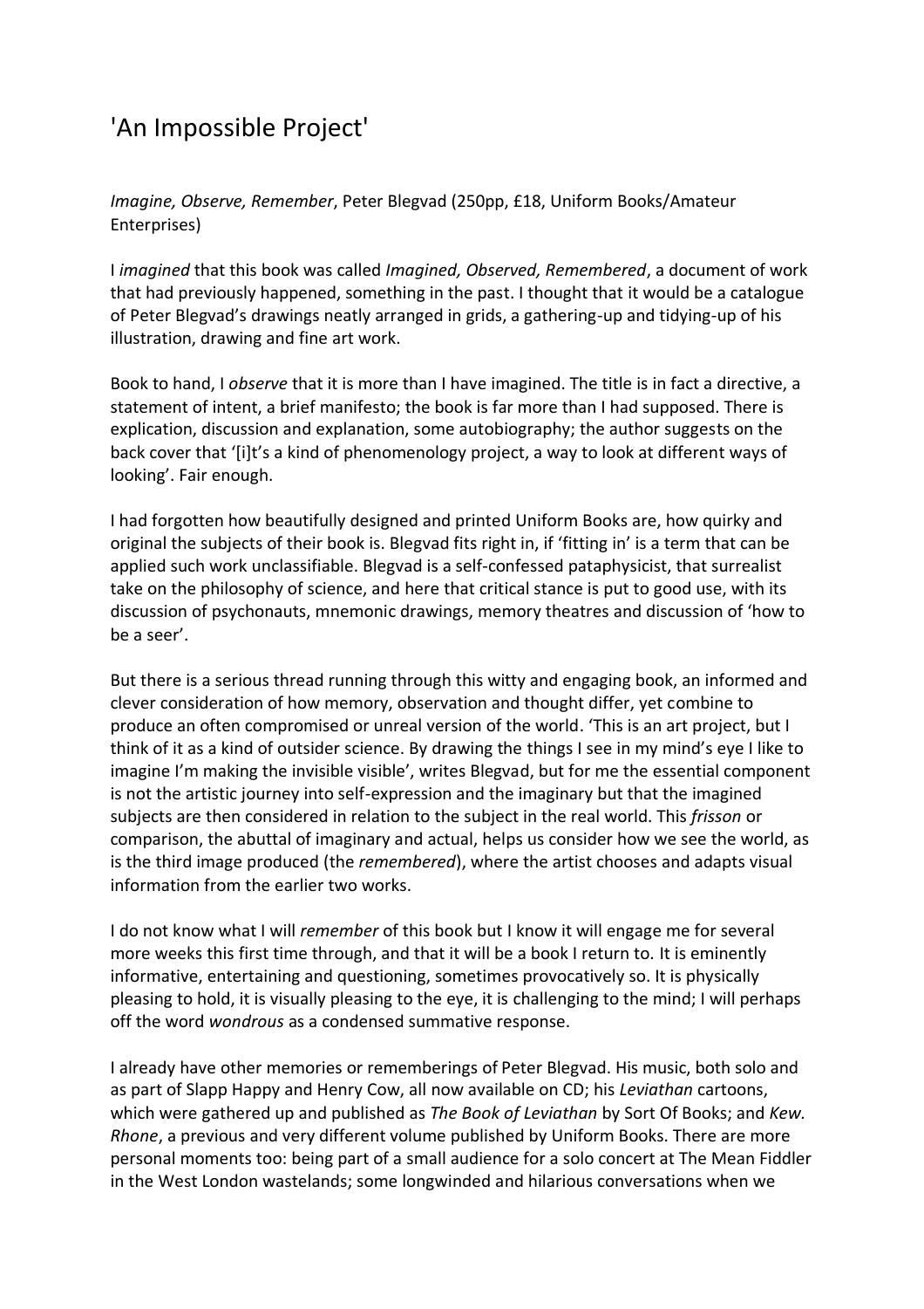# 'An Impossible Project'

*Imagine, Observe, Remember*, Peter Blegvad (250pp, £18, Uniform Books/Amateur Enterprises)

I *imagined* that this book was called *Imagined, Observed, Remembered*, a document of work that had previously happened, something in the past. I thought that it would be a catalogue of Peter Blegvad's drawings neatly arranged in grids, a gathering-up and tidying-up of his illustration, drawing and fine art work.

Book to hand, I *observe* that it is more than I have imagined. The title is in fact a directive, a statement of intent, a brief manifesto; the book is far more than I had supposed. There is explication, discussion and explanation, some autobiography; the author suggests on the back cover that '[i]t's a kind of phenomenology project, a way to look at different ways of looking'. Fair enough.

I had forgotten how beautifully designed and printed Uniform Books are, how quirky and original the subjects of their book is. Blegvad fits right in, if 'fitting in' is a term that can be applied such work unclassifiable. Blegvad is a self-confessed pataphysicist, that surrealist take on the philosophy of science, and here that critical stance is put to good use, with its discussion of psychonauts, mnemonic drawings, memory theatres and discussion of 'how to be a seer'.

But there is a serious thread running through this witty and engaging book, an informed and clever consideration of how memory, observation and thought differ, yet combine to produce an often compromised or unreal version of the world. 'This is an art project, but I think of it as a kind of outsider science. By drawing the things I see in my mind's eye I like to imagine I'm making the invisible visible', writes Blegvad, but for me the essential component is not the artistic journey into self-expression and the imaginary but that the imagined subjects are then considered in relation to the subject in the real world. This *frisson* or comparison, the abuttal of imaginary and actual, helps us consider how we see the world, as is the third image produced (the *remembered*), where the artist chooses and adapts visual information from the earlier two works.

I do not know what I will *remember* of this book but I know it will engage me for several more weeks this first time through, and that it will be a book I return to. It is eminently informative, entertaining and questioning, sometimes provocatively so. It is physically pleasing to hold, it is visually pleasing to the eye, it is challenging to the mind; I will perhaps off the word *wondrous* as a condensed summative response.

I already have other memories or rememberings of Peter Blegvad. His music, both solo and as part of Slapp Happy and Henry Cow, all now available on CD; his *Leviathan* cartoons, which were gathered up and published as *The Book of Leviathan* by Sort Of Books; and *Kew. Rhone*, a previous and very different volume published by Uniform Books. There are more personal moments too: being part of a small audience for a solo concert at The Mean Fiddler in the West London wastelands; some longwinded and hilarious conversations when we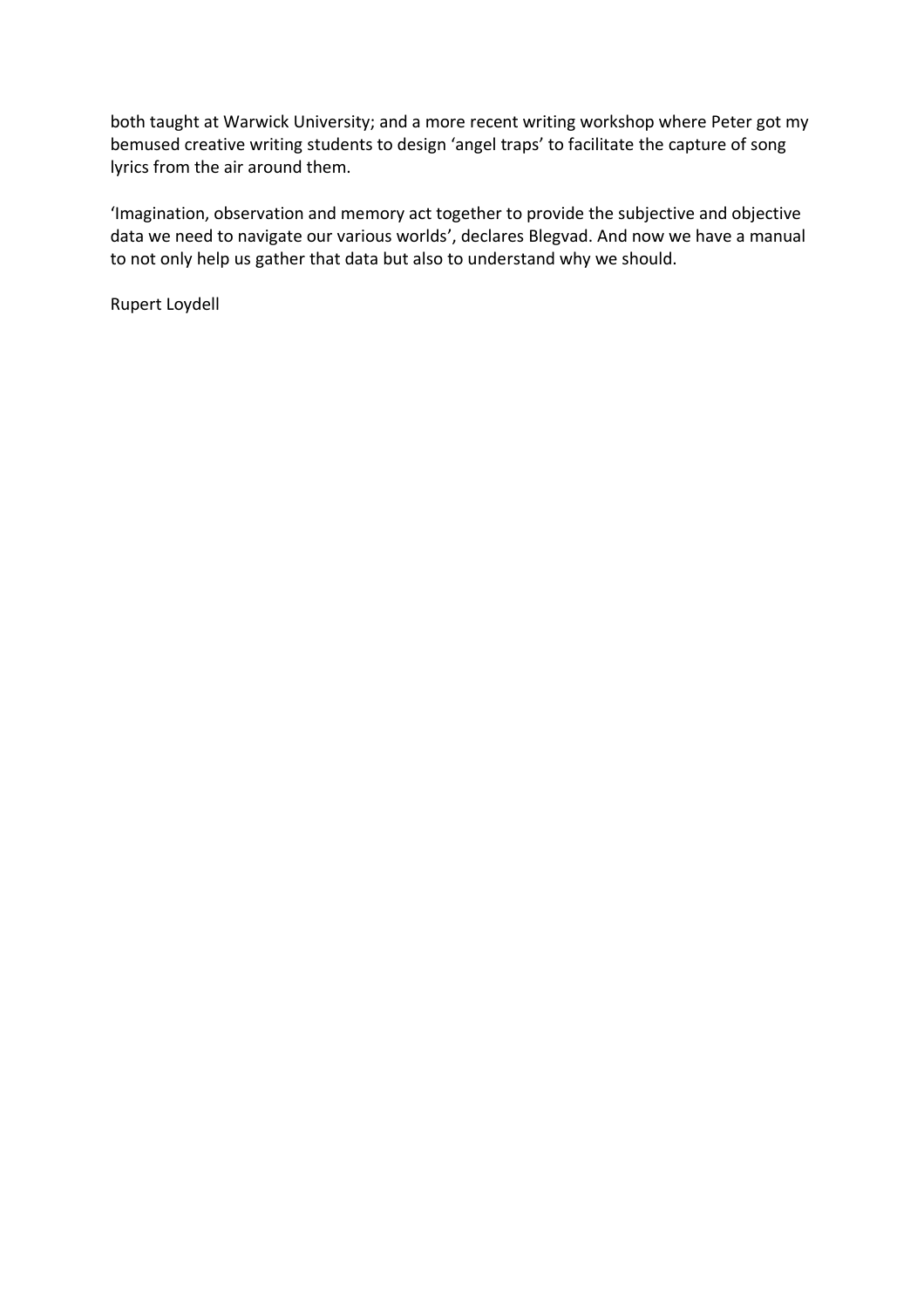both taught at Warwick University; and a more recent writing workshop where Peter got my bemused creative writing students to design 'angel traps' to facilitate the capture of song lyrics from the air around them.

'Imagination, observation and memory act together to provide the subjective and objective data we need to navigate our various worlds', declares Blegvad. And now we have a manual to not only help us gather that data but also to understand why we should.

Rupert Loydell